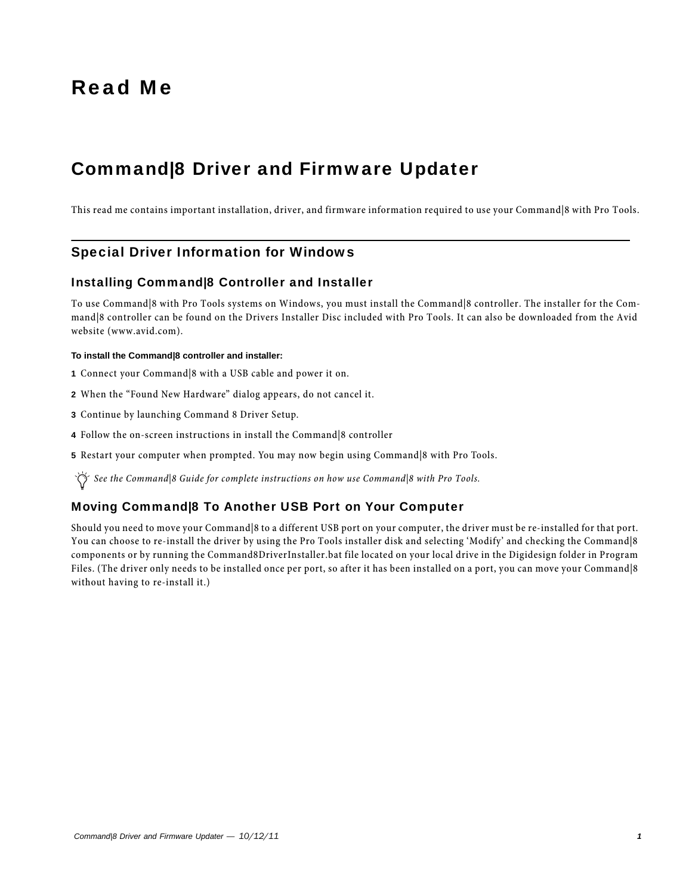# Read Me

## Command|8 Driver and Firmware Updater

This read me contains important installation, driver, and firmware information required to use your Command|8 with Pro Tools.

---

### Special Driver Information for Windows

#### Installing Command|8 Controller and Installer

To use Command|8 with Pro Tools systems on Windows, you must install the Command|8 controller. The installer for the Command|8 controller can be found on the Drivers Installer Disc included with Pro Tools. It can also be downloaded from the Avid website (www.avid.com).

**To install the Command|8 controller and installer:**

1. Connect your Command|8 with a USB cable and power it on.
2. When the “Found New Hardware” dialog appears, do not cancel it.
3. Continue by launching Command 8 Driver Setup.
4. Follow the on-screen instructions in install the Command|8 controller
5. Restart your computer when prompted. You may now begin using Command|8 with Pro Tools.

*See the Command|8 Guide for complete instructions on how use Command|8 with Pro Tools.*

#### Moving Command|8 To Another USB Port on Your Computer

Should you need to move your Command|8 to a different USB port on your computer, the driver must be re-installed for that port. You can choose to re-install the driver by using the Pro Tools installer disk and selecting ‘Modify’ and checking the Command|8 components or by running the Command8DriverInstaller.bat file located on your local drive in the Digidesign folder in Program Files. (The driver only needs to be installed once per port, so after it has been installed on a port, you can move your Command|8 without having to re-install it.)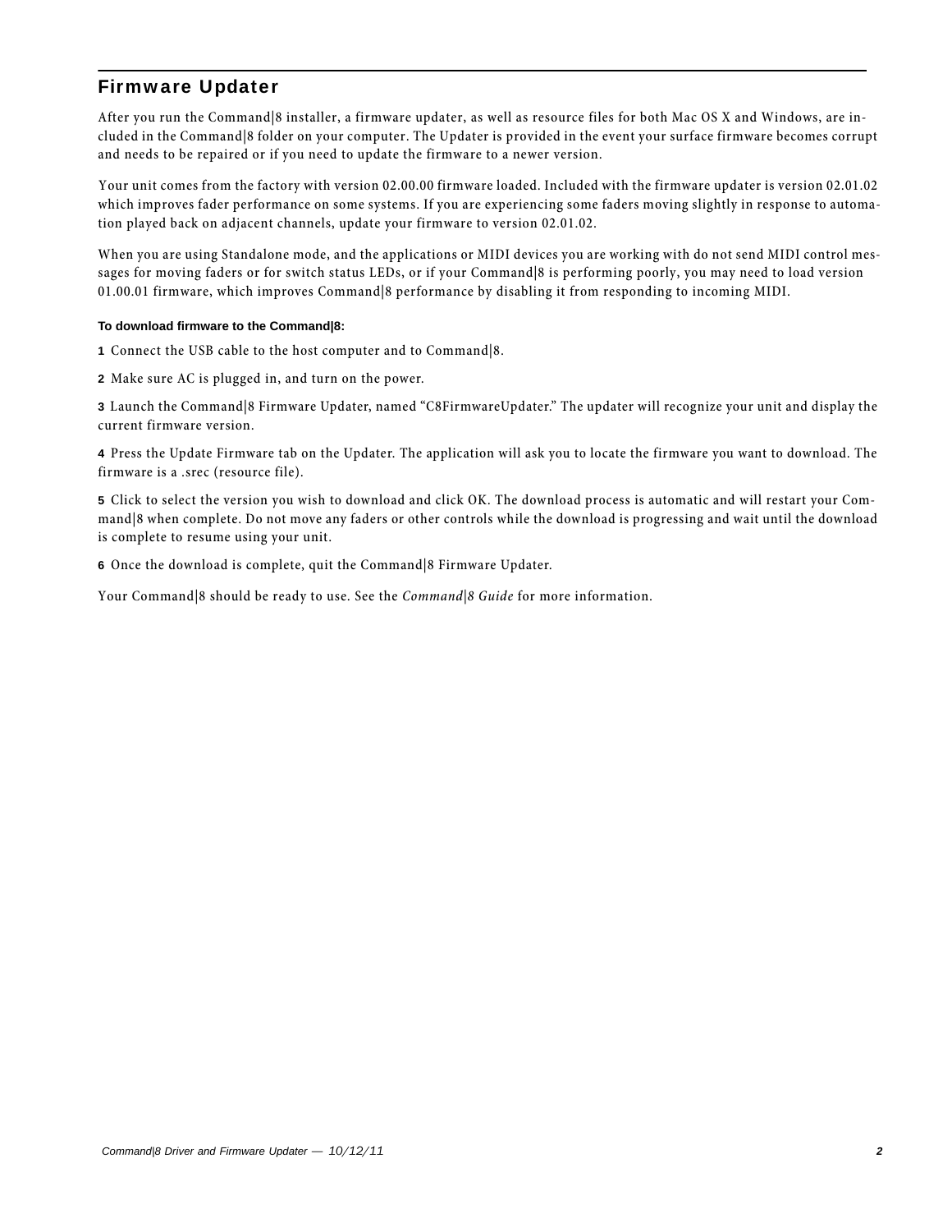## Firmware Updater

After you run the Command|8 installer, a firmware updater, as well as resource files for both Mac OS X and Windows, are included in the Command|8 folder on your computer. The Updater is provided in the event your surface firmware becomes corrupt and needs to be repaired or if you need to update the firmware to a newer version.

Your unit comes from the factory with version 02.00.00 firmware loaded. Included with the firmware updater is version 02.01.02 which improves fader performance on some systems. If you are experiencing some faders moving slightly in response to automation played back on adjacent channels, update your firmware to version 02.01.02.

When you are using Standalone mode, and the applications or MIDI devices you are working with do not send MIDI control messages for moving faders or for switch status LEDs, or if your Command|8 is performing poorly, you may need to load version 01.00.01 firmware, which improves Command|8 performance by disabling it from responding to incoming MIDI.

**To download firmware to the Command|8:**

**1** Connect the USB cable to the host computer and to Command|8.

**2** Make sure AC is plugged in, and turn on the power.

**3** Launch the Command|8 Firmware Updater, named “C8FirmwareUpdater.” The updater will recognize your unit and display the current firmware version.

**4** Press the Update Firmware tab on the Updater. The application will ask you to locate the firmware you want to download. The firmware is a .srec (resource file).

**5** Click to select the version you wish to download and click OK. The download process is automatic and will restart your Command|8 when complete. Do not move any faders or other controls while the download is progressing and wait until the download is complete to resume using your unit.

**6** Once the download is complete, quit the Command|8 Firmware Updater.

Your Command|8 should be ready to use. See the *Command|8 Guide* for more information.